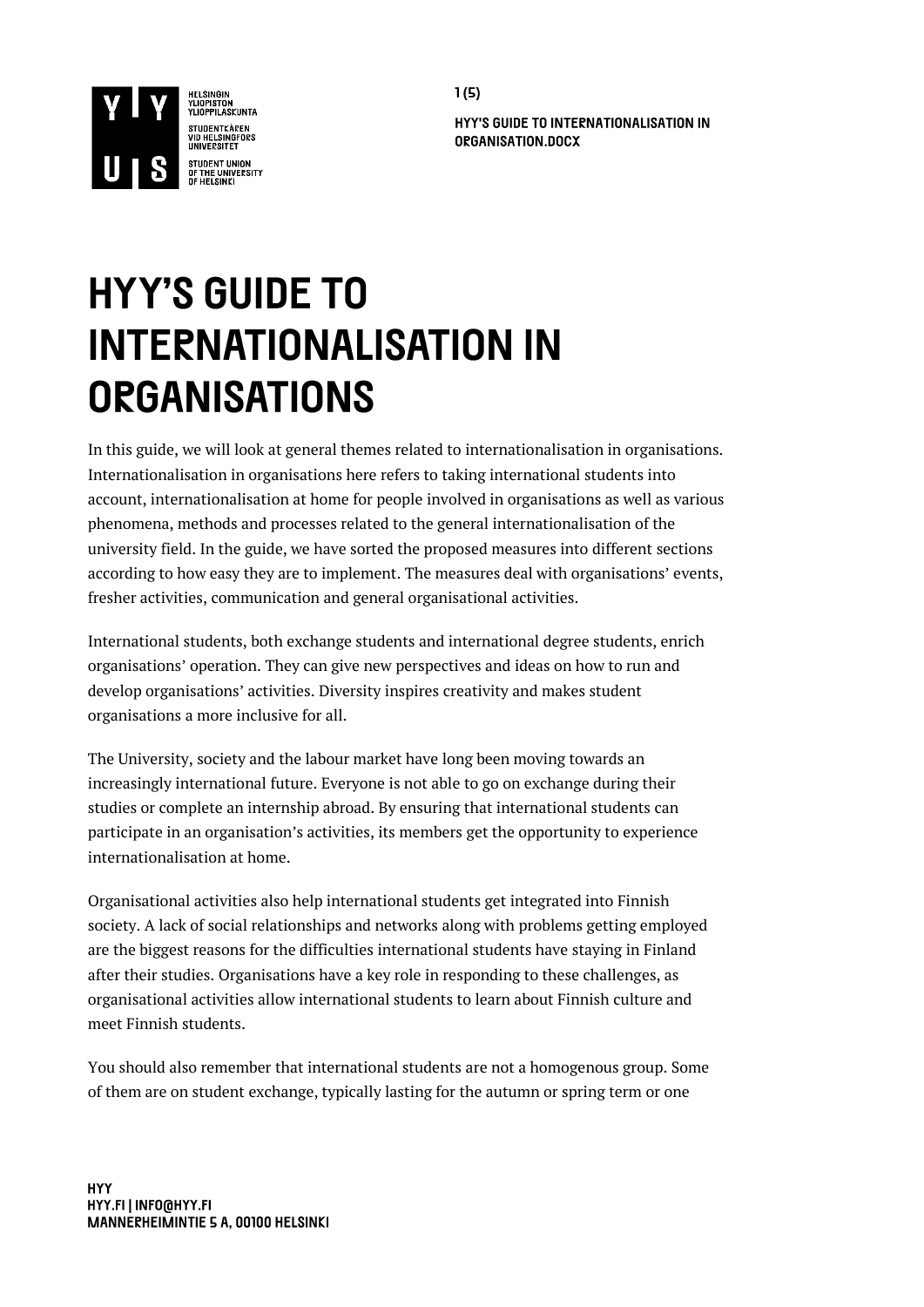# HYY'S GUIDE TO INTERNATIONALISATION IN ORGANISATIONS

In this guide, we will look at general themes related to internationalisation in organisations. Internationalisation in organisations here refers to taking international students into account, internationalisation at home for people involved in organisations as well as various phenomena, methods and processes related to the general internationalisation of the university field. In the guide, we have sorted the proposed measures into different sections according to how easy they are to implement. The measures deal with organisations' events, fresher activities, communication and general organisational activities.

International students, both exchange students and international degree students, enrich organisations' operation. They can give new perspectives and ideas on how to run and develop organisations' activities. Diversity inspires creativity and makes student organisations a more inclusive for all.

The University, society and the labour market have long been moving towards an increasingly international future. Everyone is not able to go on exchange during their studies or complete an internship abroad. By ensuring that international students can participate in an organisation's activities, its members get the opportunity to experience internationalisation at home.

Organisational activities also help international students get integrated into Finnish society. A lack of social relationships and networks along with problems getting employed are the biggest reasons for the difficulties international students have staying in Finland after their studies. Organisations have a key role in responding to these challenges, as organisational activities allow international students to learn about Finnish culture and meet Finnish students.

You should also remember that international students are not a homogenous group. Some of them are on student exchange, typically lasting for the autumn or spring term or one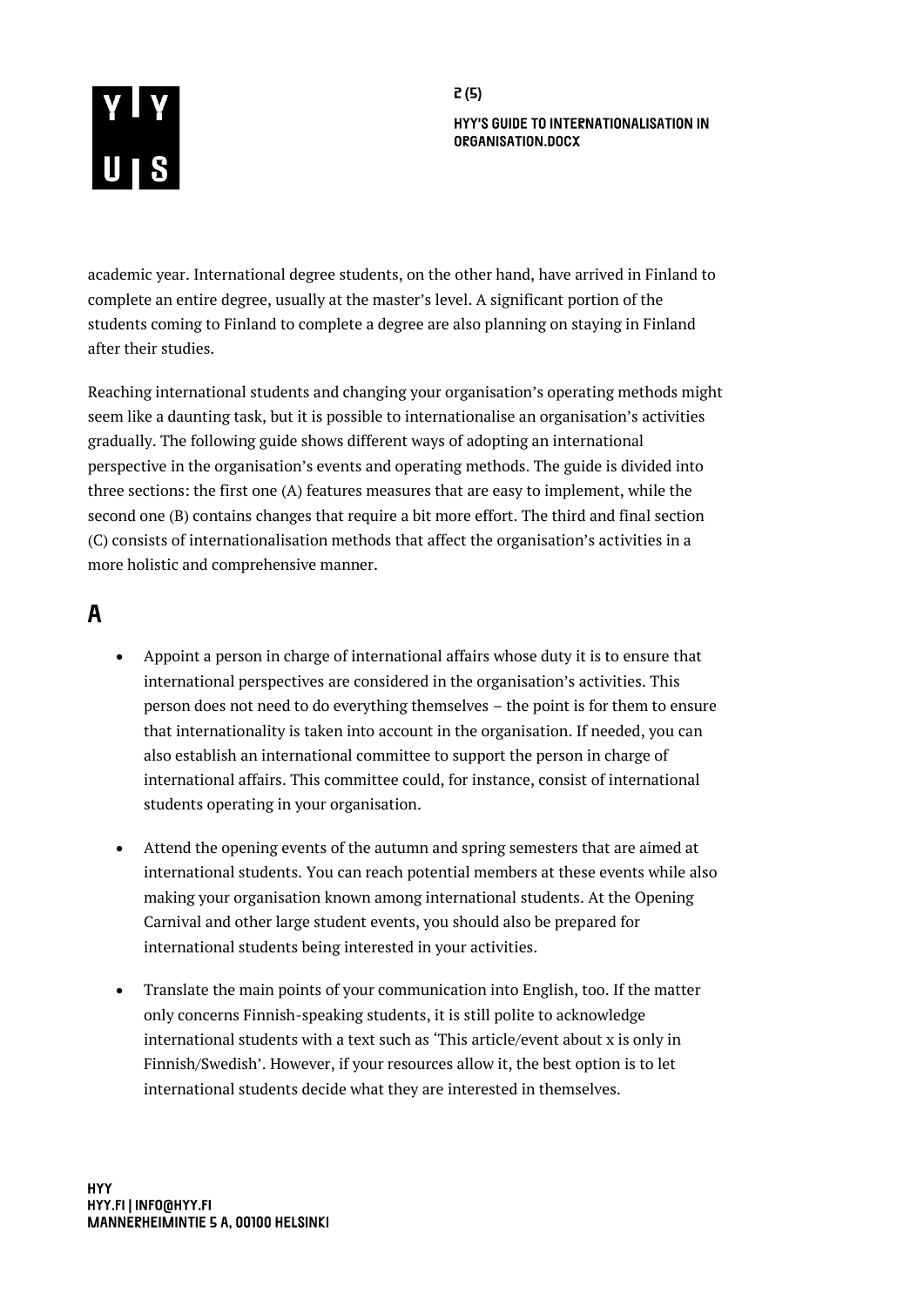academic year. International degree students, on the other hand, have arrived in Finland to complete an entire degree, usually at the master's level. A significant portion of the students coming to Finland to complete a degree are also planning on staying in Finland after their studies.

Reaching international students and changing your organisation's operating methods might seem like a daunting task, but it is possible to internationalise an organisation's activities gradually. The following guide shows different ways of adopting an international perspective in the organisation's events and operating methods. The guide is divided into three sections: the first one (A) features measures that are easy to implement, while the second one (B) contains changes that require a bit more effort. The third and final section (C) consists of internationalisation methods that affect the organisation's activities in a more holistic and comprehensive manner.

## A

- Appoint a person in charge of international affairs whose duty it is to ensure that international perspectives are considered in the organisation's activities. This person does not need to do everything themselves – the point is for them to ensure that internationality is taken into account in the organisation. If needed, you can also establish an international committee to support the person in charge of international affairs. This committee could, for instance, consist of international students operating in your organisation.

- Attend the opening events of the autumn and spring semesters that are aimed at international students. You can reach potential members at these events while also making your organisation known among international students. At the Opening Carnival and other large student events, you should also be prepared for international students being interested in your activities.

- Translate the main points of your communication into English, too. If the matter only concerns Finnish-speaking students, it is still polite to acknowledge international students with a text such as 'This article/event about x is only in Finnish/Swedish'. However, if your resources allow it, the best option is to let international students decide what they are interested in themselves.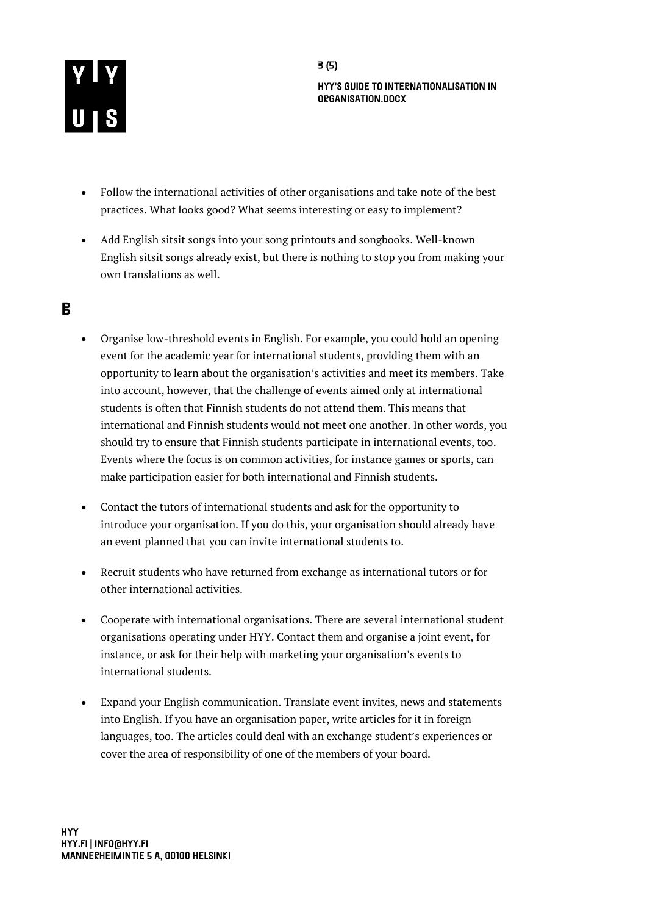- Follow the international activities of other organisations and take note of the best practices. What looks good? What seems interesting or easy to implement?
- Add English sitsit songs into your song printouts and songbooks. Well-known English sitsit songs already exist, but there is nothing to stop you from making your own translations as well.

## B

- Organise low-threshold events in English. For example, you could hold an opening event for the academic year for international students, providing them with an opportunity to learn about the organisation's activities and meet its members. Take into account, however, that the challenge of events aimed only at international students is often that Finnish students do not attend them. This means that international and Finnish students would not meet one another. In other words, you should try to ensure that Finnish students participate in international events, too. Events where the focus is on common activities, for instance games or sports, can make participation easier for both international and Finnish students.
- Contact the tutors of international students and ask for the opportunity to introduce your organisation. If you do this, your organisation should already have an event planned that you can invite international students to.
- Recruit students who have returned from exchange as international tutors or for other international activities.
- Cooperate with international organisations. There are several international student organisations operating under HYY. Contact them and organise a joint event, for instance, or ask for their help with marketing your organisation's events to international students.
- Expand your English communication. Translate event invites, news and statements into English. If you have an organisation paper, write articles for it in foreign languages, too. The articles could deal with an exchange student's experiences or cover the area of responsibility of one of the members of your board.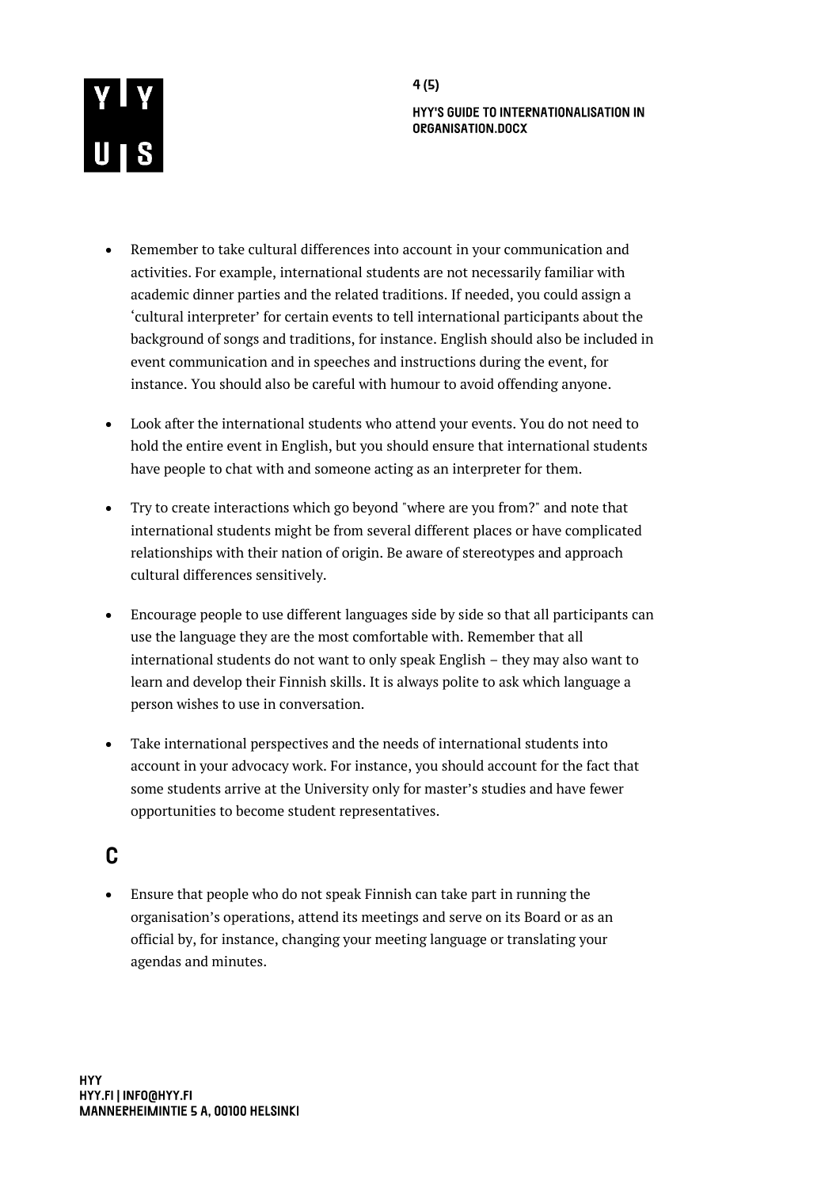- Remember to take cultural differences into account in your communication and activities. For example, international students are not necessarily familiar with academic dinner parties and the related traditions. If needed, you could assign a 'cultural interpreter' for certain events to tell international participants about the background of songs and traditions, for instance. English should also be included in event communication and in speeches and instructions during the event, for instance. You should also be careful with humour to avoid offending anyone.

- Look after the international students who attend your events. You do not need to hold the entire event in English, but you should ensure that international students have people to chat with and someone acting as an interpreter for them.

- Try to create interactions which go beyond "where are you from?" and note that international students might be from several different places or have complicated relationships with their nation of origin. Be aware of stereotypes and approach cultural differences sensitively.

- Encourage people to use different languages side by side so that all participants can use the language they are the most comfortable with. Remember that all international students do not want to only speak English – they may also want to learn and develop their Finnish skills. It is always polite to ask which language a person wishes to use in conversation.

- Take international perspectives and the needs of international students into account in your advocacy work. For instance, you should account for the fact that some students arrive at the University only for master's studies and have fewer opportunities to become student representatives.

## C

- Ensure that people who do not speak Finnish can take part in running the organisation's operations, attend its meetings and serve on its Board or as an official by, for instance, changing your meeting language or translating your agendas and minutes.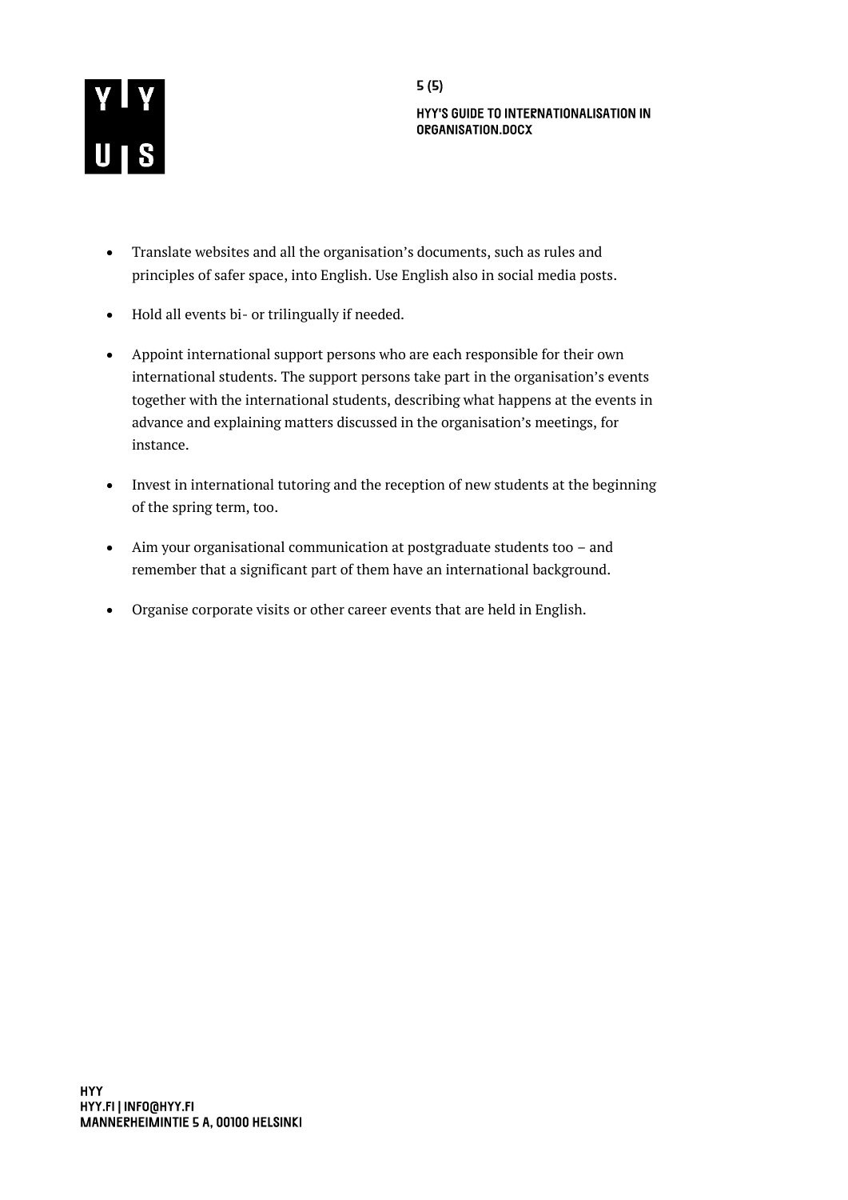- Translate websites and all the organisation's documents, such as rules and principles of safer space, into English. Use English also in social media posts.
- Hold all events bi- or trilingually if needed.
- Appoint international support persons who are each responsible for their own international students. The support persons take part in the organisation's events together with the international students, describing what happens at the events in advance and explaining matters discussed in the organisation's meetings, for instance.
- Invest in international tutoring and the reception of new students at the beginning of the spring term, too.
- Aim your organisational communication at postgraduate students too – and remember that a significant part of them have an international background.
- Organise corporate visits or other career events that are held in English.